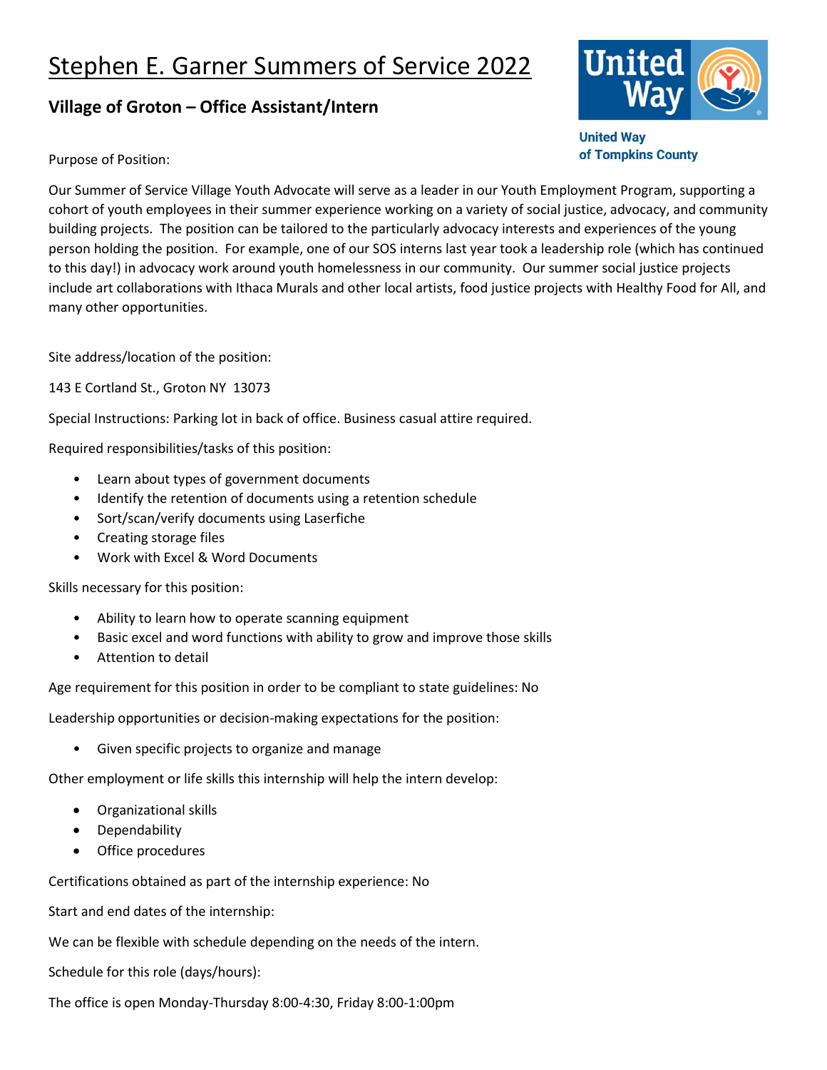# Stephen E. Garner Summers of Service 2022

## Village of Groton – Office Assistant/Intern

United Way of Tompkins County

Purpose of Position:

Our Summer of Service Village Youth Advocate will serve as a leader in our Youth Employment Program, supporting a cohort of youth employees in their summer experience working on a variety of social justice, advocacy, and community building projects. The position can be tailored to the particularly advocacy interests and experiences of the young person holding the position. For example, one of our SOS interns last year took a leadership role (which has continued to this day!) in advocacy work around youth homelessness in our community. Our summer social justice projects include art collaborations with Ithaca Murals and other local artists, food justice projects with Healthy Food for All, and many other opportunities.

Site address/location of the position:

143 E Cortland St., Groton NY 13073

Special Instructions: Parking lot in back of office. Business casual attire required.

Required responsibilities/tasks of this position:

- Learn about types of government documents
- Identify the retention of documents using a retention schedule
- Sort/scan/verify documents using Laserfiche
- Creating storage files
- Work with Excel & Word Documents

Skills necessary for this position:

- Ability to learn how to operate scanning equipment
- Basic excel and word functions with ability to grow and improve those skills
- Attention to detail

Age requirement for this position in order to be compliant to state guidelines: No

Leadership opportunities or decision-making expectations for the position:

- Given specific projects to organize and manage

Other employment or life skills this internship will help the intern develop:

- Organizational skills
- Dependability
- Office procedures

Certifications obtained as part of the internship experience: No

Start and end dates of the internship:

We can be flexible with schedule depending on the needs of the intern.

Schedule for this role (days/hours):

The office is open Monday-Thursday 8:00-4:30, Friday 8:00-1:00pm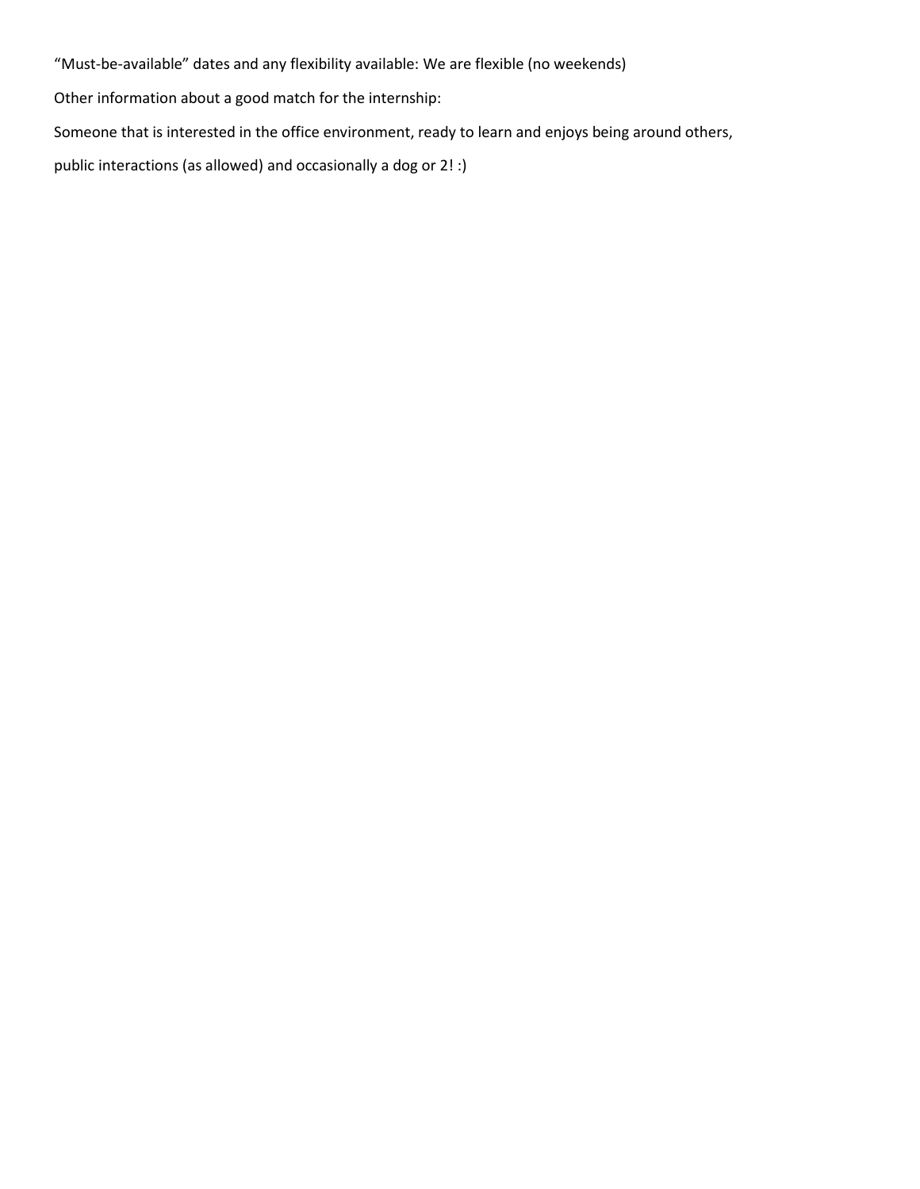"Must-be-available" dates and any flexibility available: We are flexible (no weekends)

Other information about a good match for the internship:

Someone that is interested in the office environment, ready to learn and enjoys being around others,

public interactions (as allowed) and occasionally a dog or 2! :)